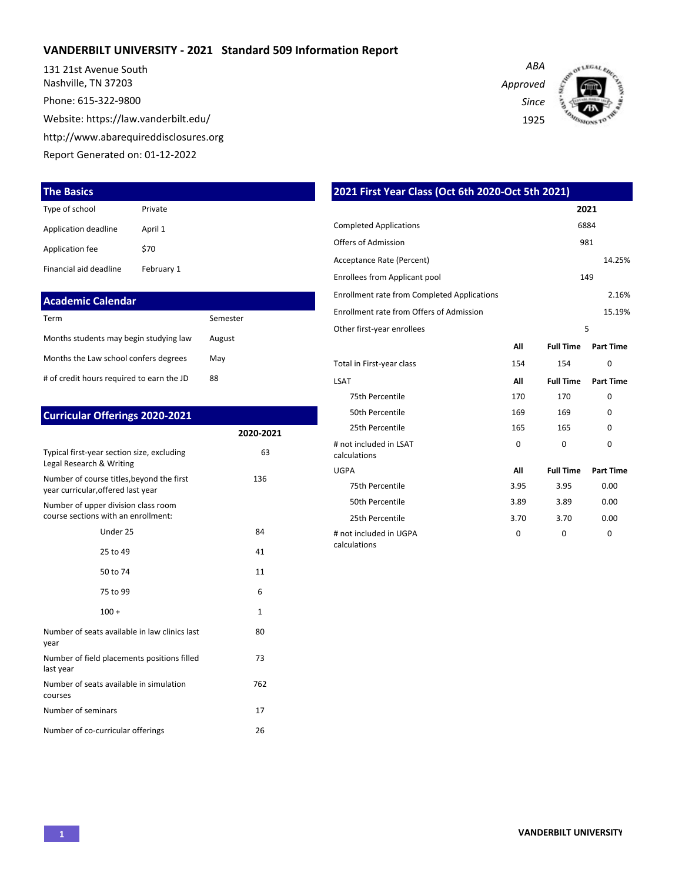# VANDERBILT UNIVERSITY - 2021 Standard 509 Information Report

131 21st Avenue South
Nashville, TN 37203

Phone: 615-322-9800

Website: https://law.vanderbilt.edu/

http://www.abarequireddisclosures.org

Report Generated on: 01-12-2022

*ABA Approved Since 1925*

## The Basics

| | |
|---|---|
| Type of school | Private |
| Application deadline | April 1 |
| Application fee | $70 |
| Financial aid deadline | February 1 |

## Academic Calendar

| | |
|---|---|
| Term | Semester |
| Months students may begin studying law | August |
| Months the Law school confers degrees | May |
| # of credit hours required to earn the JD | 88 |

## Curricular Offerings 2020-2021

| | 2020-2021 |
|---|---|
| Typical first-year section size, excluding Legal Research & Writing | 63 |
| Number of course titles,beyond the first year curricular,offered last year | 136 |
| Number of upper division class room course sections with an enrollment: | |
| Under 25 | 84 |
| 25 to 49 | 41 |
| 50 to 74 | 11 |
| 75 to 99 | 6 |
| 100 + | 1 |
| Number of seats available in law clinics last year | 80 |
| Number of field placements positions filled last year | 73 |
| Number of seats available in simulation courses | 762 |
| Number of seminars | 17 |
| Number of co-curricular offerings | 26 |

## 2021 First Year Class (Oct 6th 2020-Oct 5th 2021)

| | 2021 |
|---|---|
| Completed Applications | 6884 |
| Offers of Admission | 981 |
| Acceptance Rate (Percent) | 14.25% |
| Enrollees from Applicant pool | 149 |
| Enrollment rate from Completed Applications | 2.16% |
| Enrollment rate from Offers of Admission | 15.19% |
| Other first-year enrollees | 5 |

| | All | Full Time | Part Time |
|---|---|---|---|
| Total in First-year class | 154 | 154 | 0 |

| LSAT | All | Full Time | Part Time |
|---|---|---|---|
| 75th Percentile | 170 | 170 | 0 |
| 50th Percentile | 169 | 169 | 0 |
| 25th Percentile | 165 | 165 | 0 |
| # not included in LSAT calculations | 0 | 0 | 0 |

| UGPA | All | Full Time | Part Time |
|---|---|---|---|
| 75th Percentile | 3.95 | 3.95 | 0.00 |
| 50th Percentile | 3.89 | 3.89 | 0.00 |
| 25th Percentile | 3.70 | 3.70 | 0.00 |
| # not included in UGPA calculations | 0 | 0 | 0 |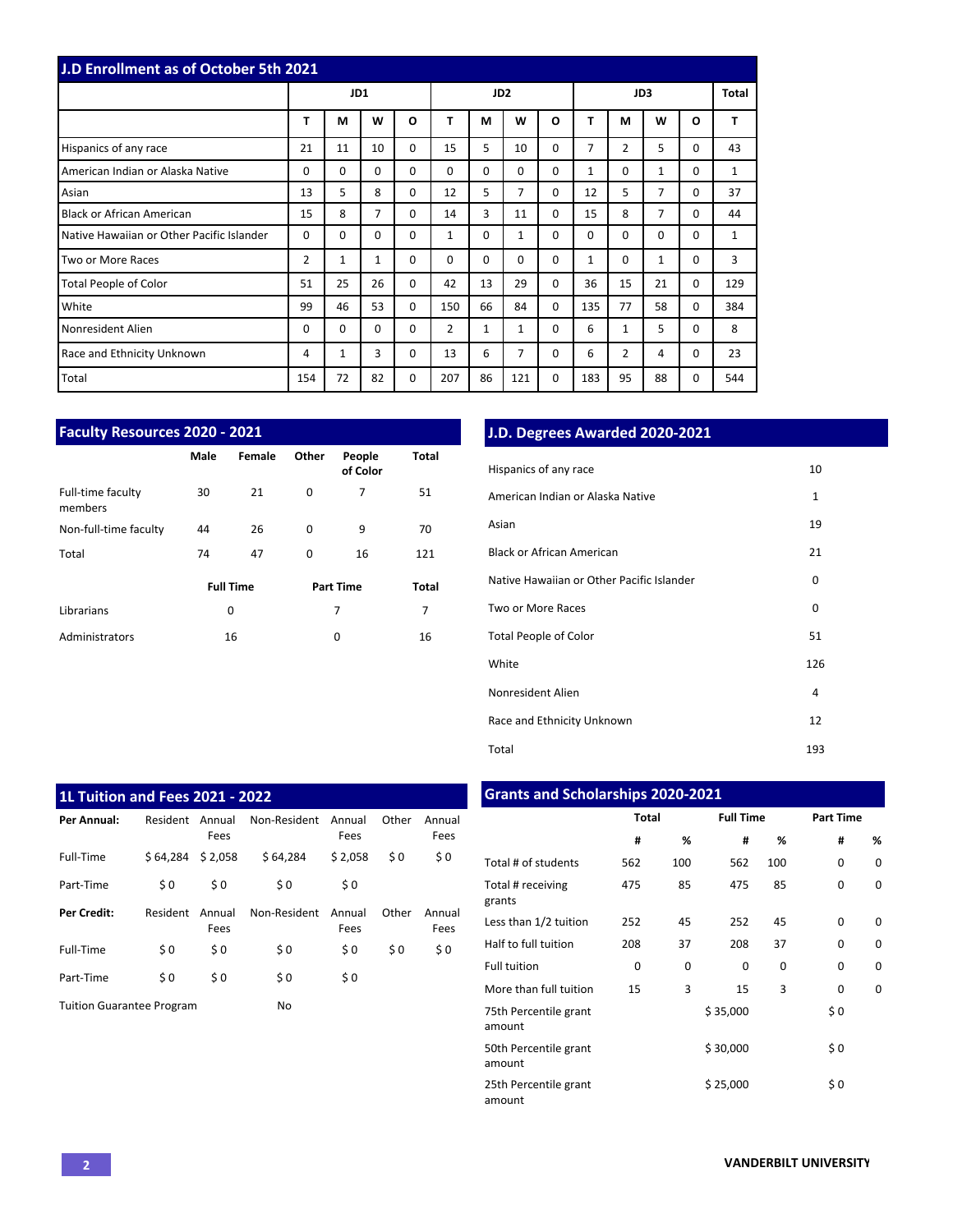## J.D Enrollment as of October 5th 2021

| | JD1 | | | | JD2 | | | | JD3 | | | | Total |
|---|---|---|---|---|---|---|---|---|---|---|---|---|---|
| | T | M | W | O | T | M | W | O | T | M | W | O | T |
| Hispanics of any race | 21 | 11 | 10 | 0 | 15 | 5 | 10 | 0 | 7 | 2 | 5 | 0 | 43 |
| American Indian or Alaska Native | 0 | 0 | 0 | 0 | 0 | 0 | 0 | 0 | 1 | 0 | 1 | 0 | 1 |
| Asian | 13 | 5 | 8 | 0 | 12 | 5 | 7 | 0 | 12 | 5 | 7 | 0 | 37 |
| Black or African American | 15 | 8 | 7 | 0 | 14 | 3 | 11 | 0 | 15 | 8 | 7 | 0 | 44 |
| Native Hawaiian or Other Pacific Islander | 0 | 0 | 0 | 0 | 1 | 0 | 1 | 0 | 0 | 0 | 0 | 0 | 1 |
| Two or More Races | 2 | 1 | 1 | 0 | 0 | 0 | 0 | 0 | 1 | 0 | 1 | 0 | 3 |
| Total People of Color | 51 | 25 | 26 | 0 | 42 | 13 | 29 | 0 | 36 | 15 | 21 | 0 | 129 |
| White | 99 | 46 | 53 | 0 | 150 | 66 | 84 | 0 | 135 | 77 | 58 | 0 | 384 |
| Nonresident Alien | 0 | 0 | 0 | 0 | 2 | 1 | 1 | 0 | 6 | 1 | 5 | 0 | 8 |
| Race and Ethnicity Unknown | 4 | 1 | 3 | 0 | 13 | 6 | 7 | 0 | 6 | 2 | 4 | 0 | 23 |
| Total | 154 | 72 | 82 | 0 | 207 | 86 | 121 | 0 | 183 | 95 | 88 | 0 | 544 |

## Faculty Resources 2020 - 2021

| | Male | Female | Other | People of Color | Total |
|---|---|---|---|---|---|
| Full-time faculty members | 30 | 21 | 0 | 7 | 51 |
| Non-full-time faculty | 44 | 26 | 0 | 9 | 70 |
| Total | 74 | 47 | 0 | 16 | 121 |

| | Full Time | Part Time | Total |
|---|---|---|---|
| Librarians | 0 | 7 | 7 |
| Administrators | 16 | 0 | 16 |

## J.D. Degrees Awarded 2020-2021

| | |
|---|---|
| Hispanics of any race | 10 |
| American Indian or Alaska Native | 1 |
| Asian | 19 |
| Black or African American | 21 |
| Native Hawaiian or Other Pacific Islander | 0 |
| Two or More Races | 0 |
| Total People of Color | 51 |
| White | 126 |
| Nonresident Alien | 4 |
| Race and Ethnicity Unknown | 12 |
| Total | 193 |

## 1L Tuition and Fees 2021 - 2022

| Per Annual: | Resident | Annual Fees | Non-Resident | Annual Fees | Other | Annual Fees |
|---|---|---|---|---|---|---|
| Full-Time | $ 64,284 | $ 2,058 | $ 64,284 | $ 2,058 | $ 0 | $ 0 |
| Part-Time | $ 0 | $ 0 | $ 0 | $ 0 | | |
| **Per Credit:** | Resident | Annual Fees | Non-Resident | Annual Fees | Other | Annual Fees |
| Full-Time | $ 0 | $ 0 | $ 0 | $ 0 | $ 0 | $ 0 |
| Part-Time | $ 0 | $ 0 | $ 0 | $ 0 | | |

Tuition Guarantee Program: No

## Grants and Scholarships 2020-2021

| | Total | | Full Time | | Part Time | |
|---|---|---|---|---|---|---|
| | # | % | # | % | # | % |
| Total # of students | 562 | 100 | 562 | 100 | 0 | 0 |
| Total # receiving grants | 475 | 85 | 475 | 85 | 0 | 0 |
| Less than 1/2 tuition | 252 | 45 | 252 | 45 | 0 | 0 |
| Half to full tuition | 208 | 37 | 208 | 37 | 0 | 0 |
| Full tuition | 0 | 0 | 0 | 0 | 0 | 0 |
| More than full tuition | 15 | 3 | 15 | 3 | 0 | 0 |
| 75th Percentile grant amount | | | $ 35,000 | | $ 0 | |
| 50th Percentile grant amount | | | $ 30,000 | | $ 0 | |
| 25th Percentile grant amount | | | $ 25,000 | | $ 0 | |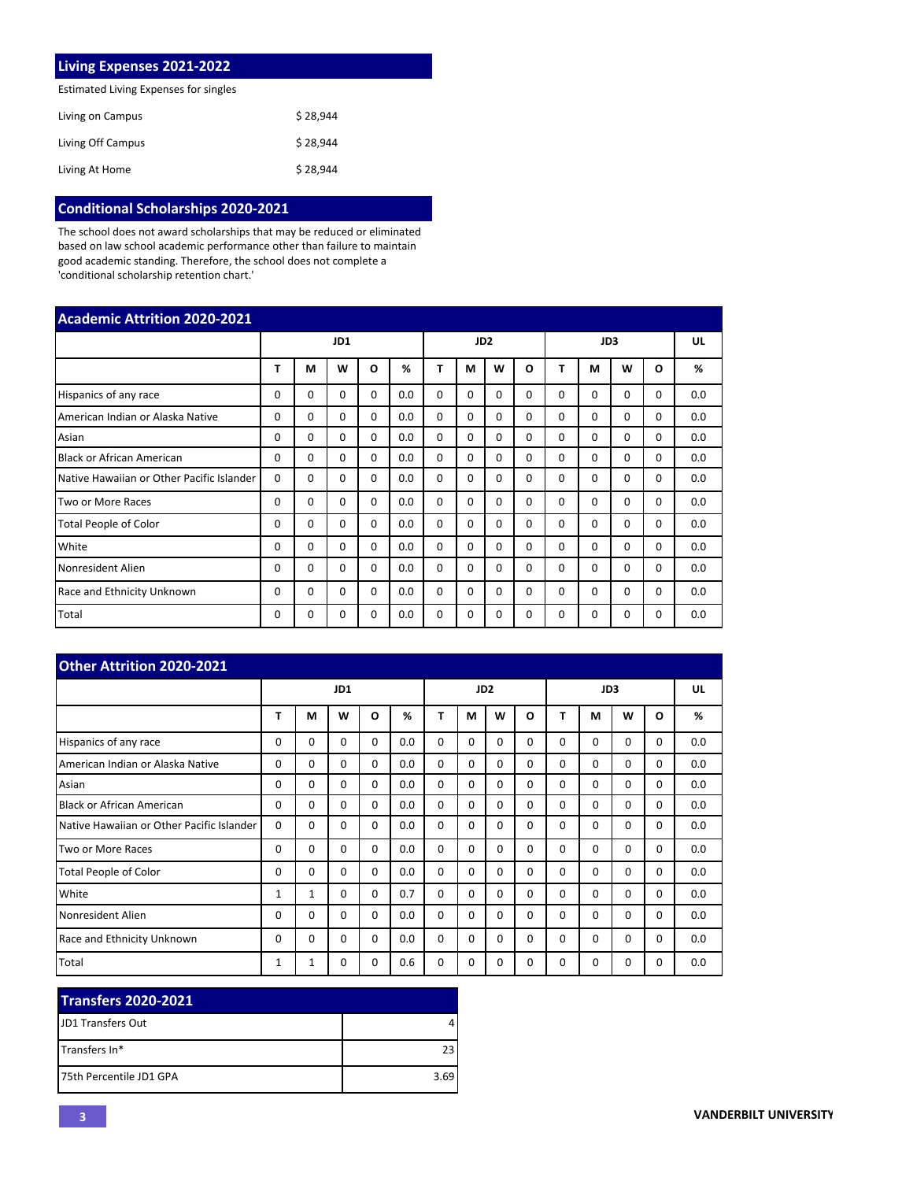## Living Expenses 2021-2022

Estimated Living Expenses for singles

| | |
|---|---|
| Living on Campus | $ 28,944 |
| Living Off Campus | $ 28,944 |
| Living At Home | $ 28,944 |

## Conditional Scholarships 2020-2021

The school does not award scholarships that may be reduced or eliminated based on law school academic performance other than failure to maintain good academic standing. Therefore, the school does not complete a 'conditional scholarship retention chart.'

## Academic Attrition 2020-2021

| | JD1 | | | | | JD2 | | | | JD3 | | | | UL |
|---|---|---|---|---|---|---|---|---|---|---|---|---|---|---|
| | T | M | W | O | % | T | M | W | O | T | M | W | O | % |
| Hispanics of any race | 0 | 0 | 0 | 0 | 0.0 | 0 | 0 | 0 | 0 | 0 | 0 | 0 | 0 | 0.0 |
| American Indian or Alaska Native | 0 | 0 | 0 | 0 | 0.0 | 0 | 0 | 0 | 0 | 0 | 0 | 0 | 0 | 0.0 |
| Asian | 0 | 0 | 0 | 0 | 0.0 | 0 | 0 | 0 | 0 | 0 | 0 | 0 | 0 | 0.0 |
| Black or African American | 0 | 0 | 0 | 0 | 0.0 | 0 | 0 | 0 | 0 | 0 | 0 | 0 | 0 | 0.0 |
| Native Hawaiian or Other Pacific Islander | 0 | 0 | 0 | 0 | 0.0 | 0 | 0 | 0 | 0 | 0 | 0 | 0 | 0 | 0.0 |
| Two or More Races | 0 | 0 | 0 | 0 | 0.0 | 0 | 0 | 0 | 0 | 0 | 0 | 0 | 0 | 0.0 |
| Total People of Color | 0 | 0 | 0 | 0 | 0.0 | 0 | 0 | 0 | 0 | 0 | 0 | 0 | 0 | 0.0 |
| White | 0 | 0 | 0 | 0 | 0.0 | 0 | 0 | 0 | 0 | 0 | 0 | 0 | 0 | 0.0 |
| Nonresident Alien | 0 | 0 | 0 | 0 | 0.0 | 0 | 0 | 0 | 0 | 0 | 0 | 0 | 0 | 0.0 |
| Race and Ethnicity Unknown | 0 | 0 | 0 | 0 | 0.0 | 0 | 0 | 0 | 0 | 0 | 0 | 0 | 0 | 0.0 |
| Total | 0 | 0 | 0 | 0 | 0.0 | 0 | 0 | 0 | 0 | 0 | 0 | 0 | 0 | 0.0 |

## Other Attrition 2020-2021

| | JD1 | | | | | JD2 | | | | JD3 | | | | UL |
|---|---|---|---|---|---|---|---|---|---|---|---|---|---|---|
| | T | M | W | O | % | T | M | W | O | T | M | W | O | % |
| Hispanics of any race | 0 | 0 | 0 | 0 | 0.0 | 0 | 0 | 0 | 0 | 0 | 0 | 0 | 0 | 0.0 |
| American Indian or Alaska Native | 0 | 0 | 0 | 0 | 0.0 | 0 | 0 | 0 | 0 | 0 | 0 | 0 | 0 | 0.0 |
| Asian | 0 | 0 | 0 | 0 | 0.0 | 0 | 0 | 0 | 0 | 0 | 0 | 0 | 0 | 0.0 |
| Black or African American | 0 | 0 | 0 | 0 | 0.0 | 0 | 0 | 0 | 0 | 0 | 0 | 0 | 0 | 0.0 |
| Native Hawaiian or Other Pacific Islander | 0 | 0 | 0 | 0 | 0.0 | 0 | 0 | 0 | 0 | 0 | 0 | 0 | 0 | 0.0 |
| Two or More Races | 0 | 0 | 0 | 0 | 0.0 | 0 | 0 | 0 | 0 | 0 | 0 | 0 | 0 | 0.0 |
| Total People of Color | 0 | 0 | 0 | 0 | 0.0 | 0 | 0 | 0 | 0 | 0 | 0 | 0 | 0 | 0.0 |
| White | 1 | 1 | 0 | 0 | 0.7 | 0 | 0 | 0 | 0 | 0 | 0 | 0 | 0 | 0.0 |
| Nonresident Alien | 0 | 0 | 0 | 0 | 0.0 | 0 | 0 | 0 | 0 | 0 | 0 | 0 | 0 | 0.0 |
| Race and Ethnicity Unknown | 0 | 0 | 0 | 0 | 0.0 | 0 | 0 | 0 | 0 | 0 | 0 | 0 | 0 | 0.0 |
| Total | 1 | 1 | 0 | 0 | 0.6 | 0 | 0 | 0 | 0 | 0 | 0 | 0 | 0 | 0.0 |

## Transfers 2020-2021

| | |
|---|---|
| JD1 Transfers Out | 4 |
| Transfers In* | 23 |
| 75th Percentile JD1 GPA | 3.69 |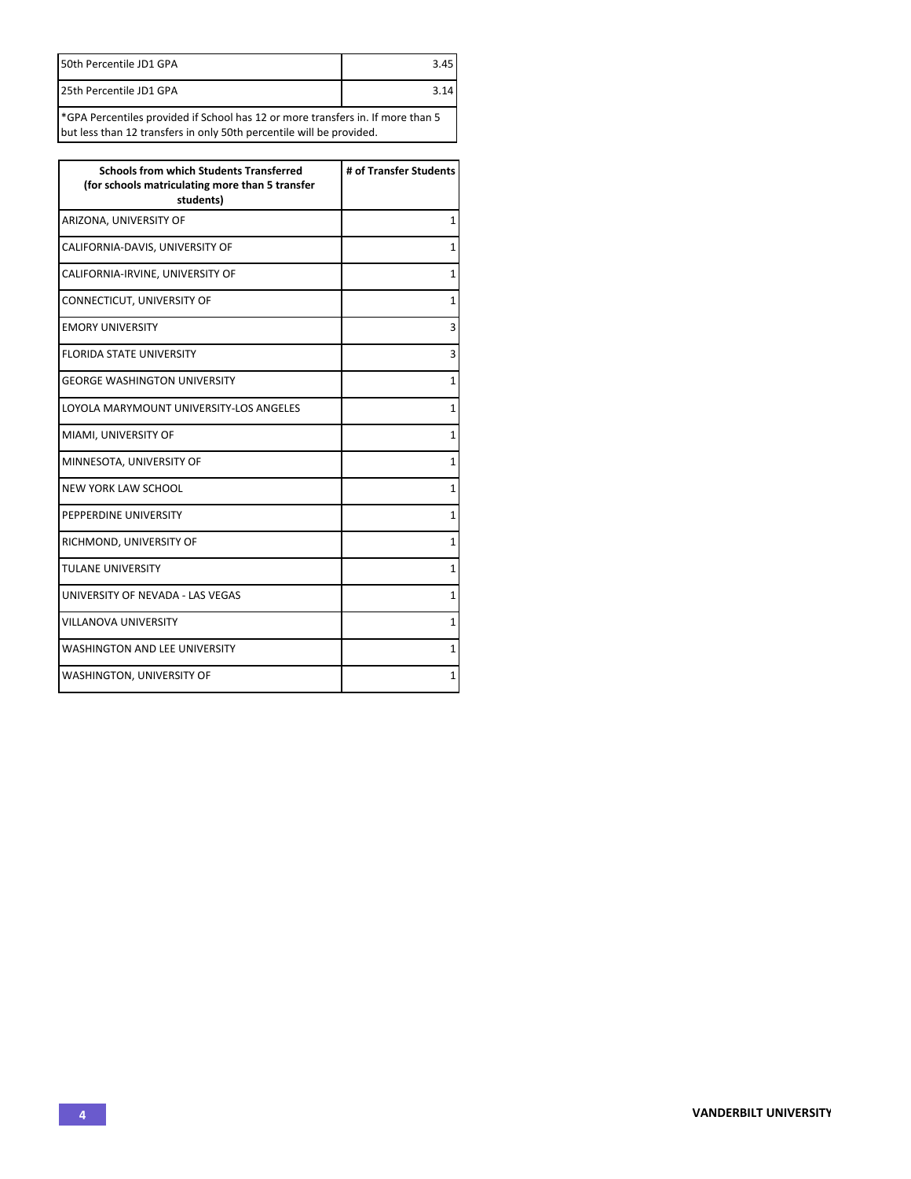| | |
|---|---|
| 50th Percentile JD1 GPA | 3.45 |
| 25th Percentile JD1 GPA | 3.14 |

*GPA Percentiles provided if School has 12 or more transfers in. If more than 5 but less than 12 transfers in only 50th percentile will be provided.

| Schools from which Students Transferred (for schools matriculating more than 5 transfer students) | # of Transfer Students |
|---|---|
| ARIZONA, UNIVERSITY OF | 1 |
| CALIFORNIA-DAVIS, UNIVERSITY OF | 1 |
| CALIFORNIA-IRVINE, UNIVERSITY OF | 1 |
| CONNECTICUT, UNIVERSITY OF | 1 |
| EMORY UNIVERSITY | 3 |
| FLORIDA STATE UNIVERSITY | 3 |
| GEORGE WASHINGTON UNIVERSITY | 1 |
| LOYOLA MARYMOUNT UNIVERSITY-LOS ANGELES | 1 |
| MIAMI, UNIVERSITY OF | 1 |
| MINNESOTA, UNIVERSITY OF | 1 |
| NEW YORK LAW SCHOOL | 1 |
| PEPPERDINE UNIVERSITY | 1 |
| RICHMOND, UNIVERSITY OF | 1 |
| TULANE UNIVERSITY | 1 |
| UNIVERSITY OF NEVADA - LAS VEGAS | 1 |
| VILLANOVA UNIVERSITY | 1 |
| WASHINGTON AND LEE UNIVERSITY | 1 |
| WASHINGTON, UNIVERSITY OF | 1 |